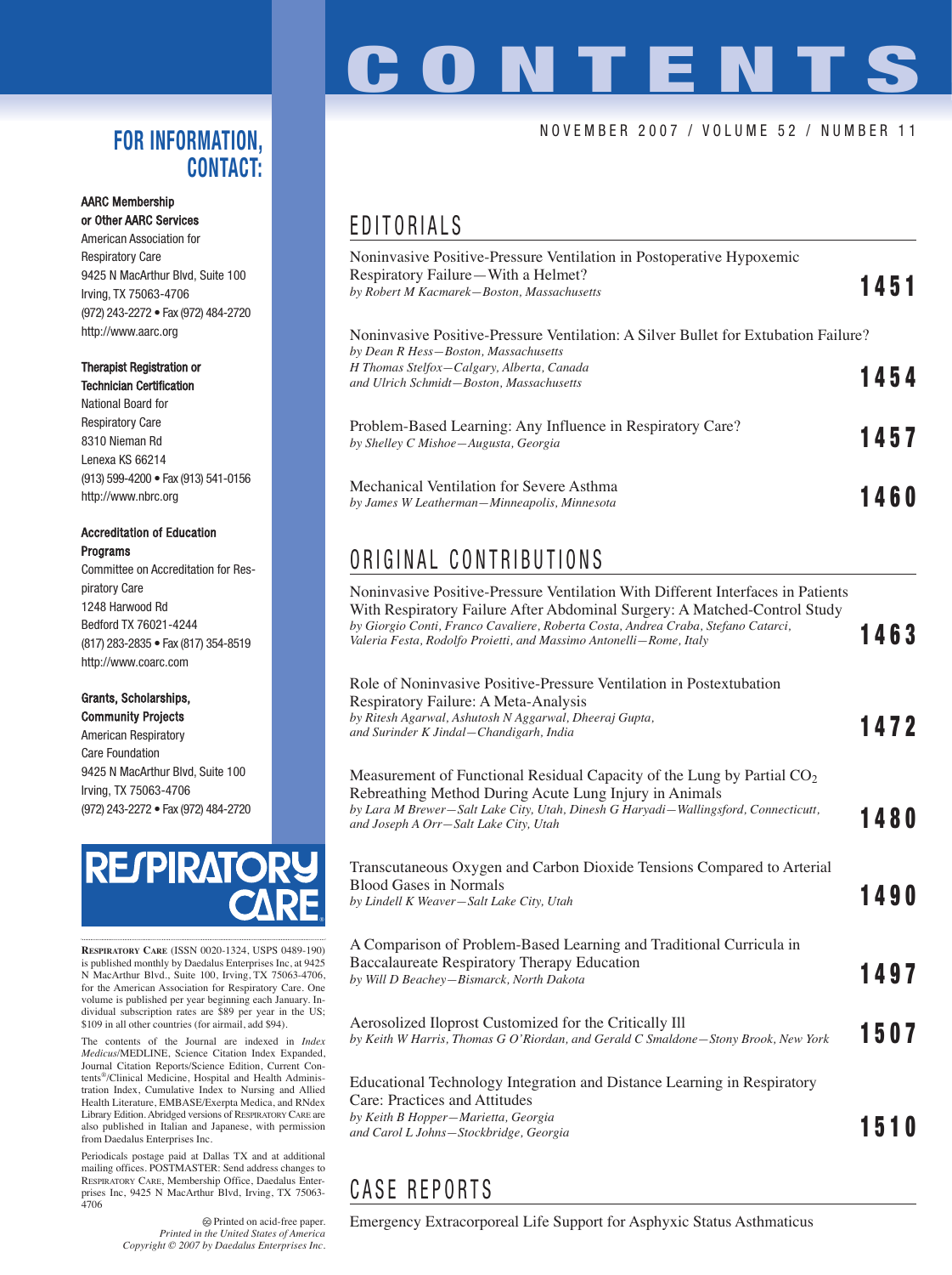# CONTENTS

NOVEMBER 2007 / VOLUME 52 / NUMBER 11

## EDITORIALS

Noninvasive Positive-Pressure Ventilation in Postoperative Hypoxemic Respiratory Failure—With a Helmet?
*by Robert M Kacmarek—Boston, Massachusetts* **1451**

Noninvasive Positive-Pressure Ventilation: A Silver Bullet for Extubation Failure?
*by Dean R Hess—Boston, Massachusetts*
*H Thomas Stelfox—Calgary, Alberta, Canada*
*and Ulrich Schmidt—Boston, Massachusetts* **1454**

Problem-Based Learning: Any Influence in Respiratory Care?
*by Shelley C Mishoe—Augusta, Georgia* **1457**

Mechanical Ventilation for Severe Asthma
*by James W Leatherman—Minneapolis, Minnesota* **1460**

## ORIGINAL CONTRIBUTIONS

Noninvasive Positive-Pressure Ventilation With Different Interfaces in Patients With Respiratory Failure After Abdominal Surgery: A Matched-Control Study
*by Giorgio Conti, Franco Cavaliere, Roberta Costa, Andrea Craba, Stefano Catarci, Valeria Festa, Rodolfo Proietti, and Massimo Antonelli—Rome, Italy* **1463**

Role of Noninvasive Positive-Pressure Ventilation in Postextubation Respiratory Failure: A Meta-Analysis
*by Ritesh Agarwal, Ashutosh N Aggarwal, Dheeraj Gupta, and Surinder K Jindal—Chandigarh, India* **1472**

Measurement of Functional Residual Capacity of the Lung by Partial $CO_2$ Rebreathing Method During Acute Lung Injury in Animals
*by Lara M Brewer—Salt Lake City, Utah, Dinesh G Haryadi—Wallingsford, Connecticut, and Joseph A Orr—Salt Lake City, Utah* **1480**

Transcutaneous Oxygen and Carbon Dioxide Tensions Compared to Arterial Blood Gases in Normals
*by Lindell K Weaver—Salt Lake City, Utah* **1490**

A Comparison of Problem-Based Learning and Traditional Curricula in Baccalaureate Respiratory Therapy Education
*by Will D Beachey—Bismarck, North Dakota* **1497**

Aerosolized Iloprost Customized for the Critically Ill
*by Keith W Harris, Thomas G O'Riordan, and Gerald C Smaldone—Stony Brook, New York* **1507**

Educational Technology Integration and Distance Learning in Respiratory Care: Practices and Attitudes
*by Keith B Hopper—Marietta, Georgia*
*and Carol L Johns—Stockbridge, Georgia* **1510**

## CASE REPORTS

Emergency Extracorporeal Life Support for Asphyxic Status Asthmaticus

## FOR INFORMATION, CONTACT:

**AARC Membership or Other AARC Services**
American Association for Respiratory Care
9425 N MacArthur Blvd, Suite 100
Irving, TX 75063-4706
(972) 243-2272 • Fax (972) 484-2720
http://www.aarc.org

**Therapist Registration or Technician Certification**
National Board for Respiratory Care
8310 Nieman Rd
Lenexa KS 66214
(913) 599-4200 • Fax (913) 541-0156
http://www.nbrc.org

**Accreditation of Education Programs**
Committee on Accreditation for Respiratory Care
1248 Harwood Rd
Bedford TX 76021-4244
(817) 283-2835 • Fax (817) 354-8519
http://www.coarc.com

**Grants, Scholarships, Community Projects**
American Respiratory Care Foundation
9425 N MacArthur Blvd, Suite 100
Irving, TX 75063-4706
(972) 243-2272 • Fax (972) 484-2720

RESPIRATORY CARE

RESPIRATORY CARE (ISSN 0020-1324, USPS 0489-190) is published monthly by Daedalus Enterprises Inc, at 9425 N MacArthur Blvd., Suite 100, Irving, TX 75063-4706, for the American Association for Respiratory Care. One volume is published per year beginning each January. Individual subscription rates are $89 per year in the US; $109 in all other countries (for airmail, add $94).

The contents of the Journal are indexed in *Index Medicus*/MEDLINE, Science Citation Index Expanded, Journal Citation Reports/Science Edition, Current Contents®/Clinical Medicine, Hospital and Health Administration Index, Cumulative Index to Nursing and Allied Health Literature, EMBASE/Exerpta Medica, and RNdex Library Edition. Abridged versions of RESPIRATORY CARE are also published in Italian and Japanese, with permission from Daedalus Enterprises Inc.

Periodicals postage paid at Dallas TX and at additional mailing offices. POSTMASTER: Send address changes to RESPIRATORY CARE, Membership Office, Daedalus Enterprises Inc, 9425 N MacArthur Blvd, Irving, TX 75063-4706

Printed on acid-free paper.
*Printed in the United States of America*
*Copyright © 2007 by Daedalus Enterprises Inc.*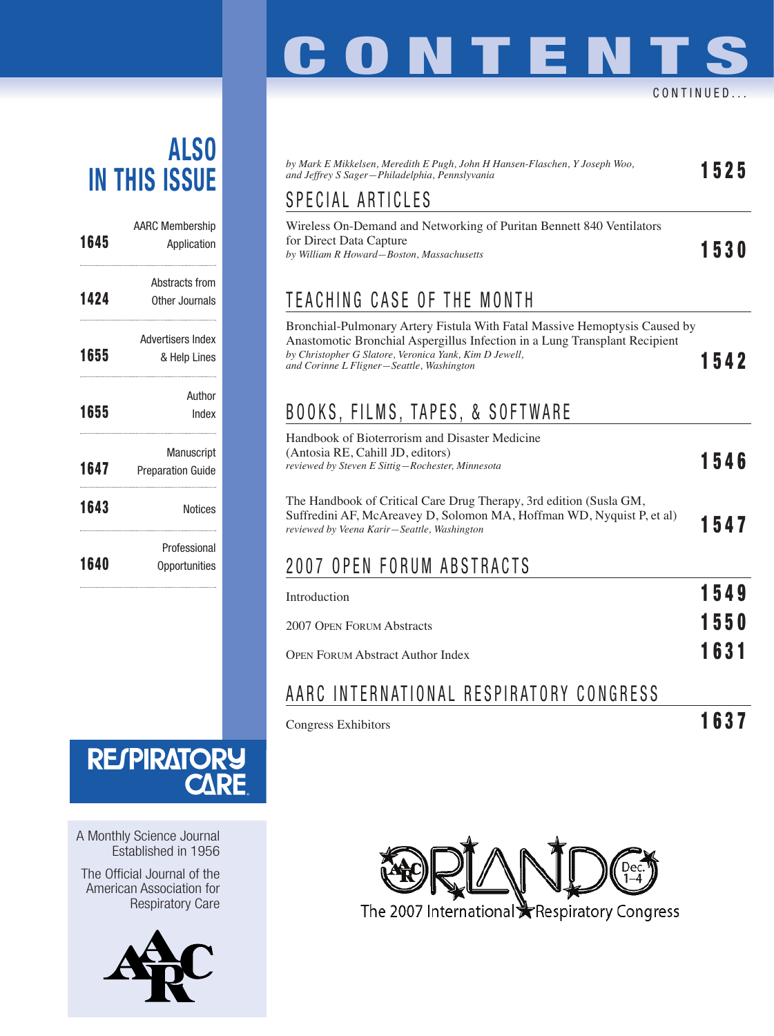# CONTENTS

CONTINUED...

*by Mark E Mikkelsen, Meredith E Pugh, John H Hansen-Flaschen, Y Joseph Woo, and Jeffrey S Sager—Philadelphia, Pennslyvania* **1525**

## SPECIAL ARTICLES

Wireless On-Demand and Networking of Puritan Bennett 840 Ventilators for Direct Data Capture
*by William R Howard—Boston, Massachusetts* **1530**

## TEACHING CASE OF THE MONTH

Bronchial-Pulmonary Artery Fistula With Fatal Massive Hemoptysis Caused by Anastomotic Bronchial Aspergillus Infection in a Lung Transplant Recipient
*by Christopher G Slatore, Veronica Yank, Kim D Jewell, and Corinne L Fligner—Seattle, Washington* **1542**

## BOOKS, FILMS, TAPES, & SOFTWARE

Handbook of Bioterrorism and Disaster Medicine (Antosia RE, Cahill JD, editors)
*reviewed by Steven E Sittig—Rochester, Minnesota* **1546**

The Handbook of Critical Care Drug Therapy, 3rd edition (Susla GM, Suffredini AF, McAreavey D, Solomon MA, Hoffman WD, Nyquist P, et al)
*reviewed by Veena Karir—Seattle, Washington* **1547**

## 2007 OPEN FORUM ABSTRACTS

Introduction **1549**

2007 Open Forum Abstracts **1550**

Open Forum Abstract Author Index **1631**

## AARC INTERNATIONAL RESPIRATORY CONGRESS

Congress Exhibitors **1637**

## ALSO IN THIS ISSUE

| | |
|---|---|
| 1645 | AARC Membership Application |
| 1424 | Abstracts from Other Journals |
| 1655 | Advertisers Index & Help Lines |
| 1655 | Author Index |
| 1647 | Manuscript Preparation Guide |
| 1643 | Notices |
| 1640 | Professional Opportunities |

RESPIRATORY CARE

A Monthly Science Journal Established in 1956

The Official Journal of the American Association for Respiratory Care

ORLANDO Dec. 1–4

The 2007 International Respiratory Congress